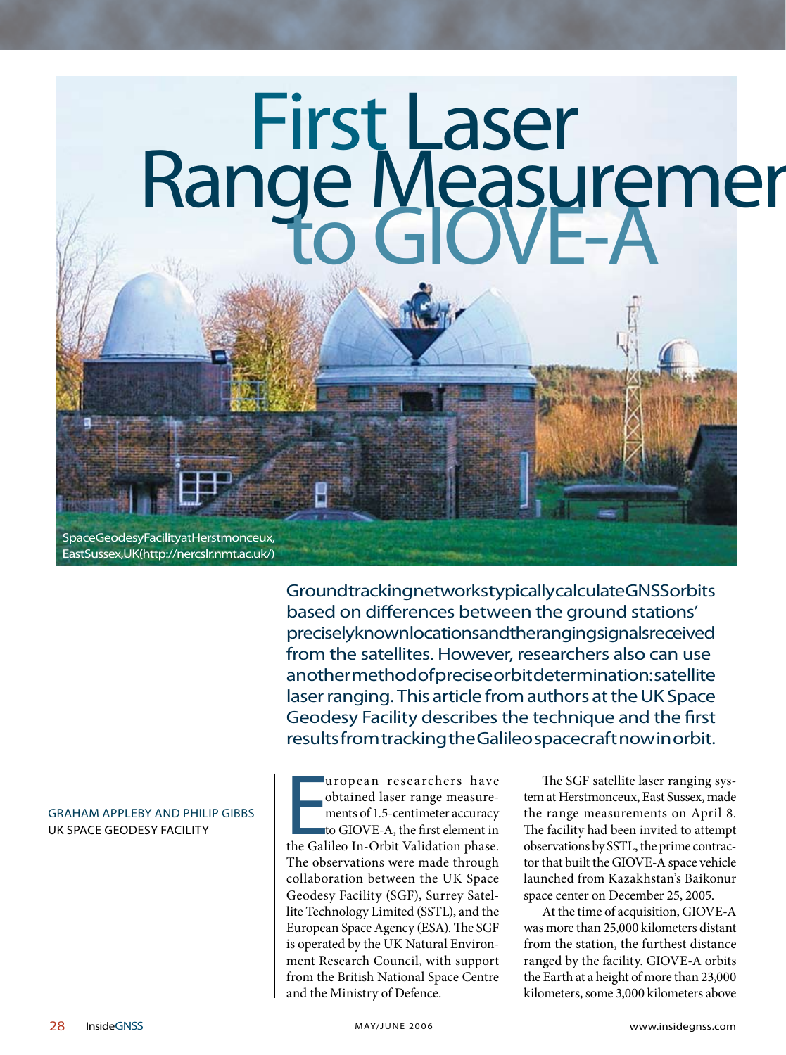# First Laser Range Measurement to GIOVE-A

Space Geodesy Facility at Herstmonceux, East Sussex, UK (http://nercslr.nmt.ac.uk/)

**Ground tracking networks typically calculate GNSS orbits based on differences between the ground stations' precisely known locations and the ranging signals received from the satellites. However, researchers also can use another method of precise orbit determination: satellite laser ranging. This article from authors at the UK Space Geodesy Facility describes the technique and the first results from tracking the Galileo spacecraft now in orbit.**

GRAHAM APPLEBY AND PHILIP GIBBS
UK SPACE GEODESY FACILITY

European researchers have obtained laser range measurements of 1.5-centimeter accuracy to GIOVE-A, the first element in the Galileo In-Orbit Validation phase. The observations were made through collaboration between the UK Space Geodesy Facility (SGF), Surrey Satellite Technology Limited (SSTL), and the European Space Agency (ESA). The SGF is operated by the UK Natural Environment Research Council, with support from the British National Space Centre and the Ministry of Defence.

The SGF satellite laser ranging system at Herstmonceux, East Sussex, made the range measurements on April 8. The facility had been invited to attempt observations by SSTL, the prime contractor that built the GIOVE-A space vehicle launched from Kazakhstan's Baikonur space center on December 25, 2005.

At the time of acquisition, GIOVE-A was more than 25,000 kilometers distant from the station, the furthest distance ranged by the facility. GIOVE-A orbits the Earth at a height of more than 23,000 kilometers, some 3,000 kilometers above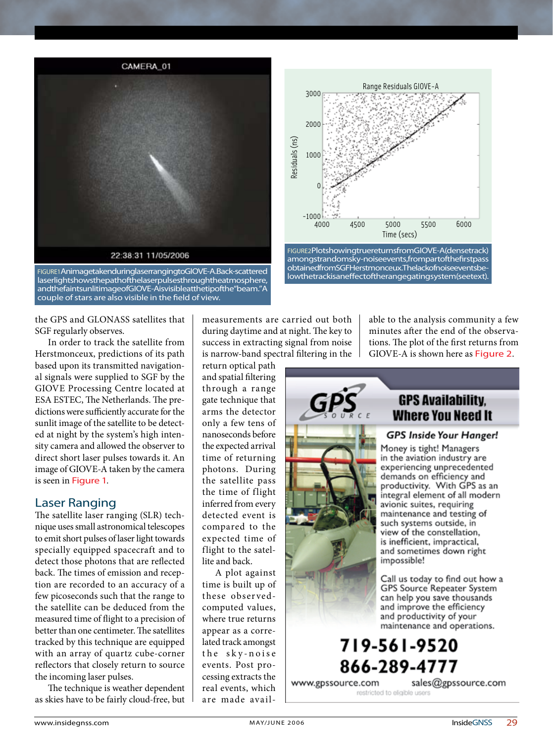FIGURE 1 An image taken during laser ranging to GIOVE-A. Back-scattered laser light shows the path of the laser pulses through the atmosphere, and the faint sunlit image of GIOVE-A is visible at the tip of the "beam." A couple of stars are also visible in the field of view.

FIGURE 2 Plot showing true returns from GIOVE-A (dense track) amongst random sky-noise events, from part of the first pass obtained from SGF Herstmonceux. The lack of noise events below the track is an effect of the range gating system (see text).

the GPS and GLONASS satellites that SGF regularly observes.

In order to track the satellite from Herstmonceux, predictions of its path based upon its transmitted navigational signals were supplied to SGF by the GIOVE Processing Centre located at ESA ESTEC, The Netherlands. The predictions were sufficiently accurate for the sunlit image of the satellite to be detected at night by the system's high intensity camera and allowed the observer to direct short laser pulses towards it. An image of GIOVE-A taken by the camera is seen in Figure 1.

## Laser Ranging

The satellite laser ranging (SLR) technique uses small astronomical telescopes to emit short pulses of laser light towards specially equipped spacecraft and to detect those photons that are reflected back. The times of emission and reception are recorded to an accuracy of a few picoseconds such that the range to the satellite can be deduced from the measured time of flight to a precision of better than one centimeter. The satellites tracked by this technique are equipped with an array of quartz cube-corner reflectors that closely return to source the incoming laser pulses.

The technique is weather dependent as skies have to be fairly cloud-free, but measurements are carried out both during daytime and at night. The key to success in extracting signal from noise is narrow-band spectral filtering in the return optical path and spatial filtering through a range gate technique that arms the detector only a few tens of nanoseconds before the expected arrival time of returning photons. During the satellite pass the time of flight inferred from every detected event is compared to the expected time of flight to the satellite and back.

A plot against time is built up of these observed-computed values, where true returns appear as a correlated track amongst the sky-noise events. Post processing extracts the real events, which are made available to the analysis community a few minutes after the end of the observations. The plot of the first returns from GIOVE-A is shown here as Figure 2.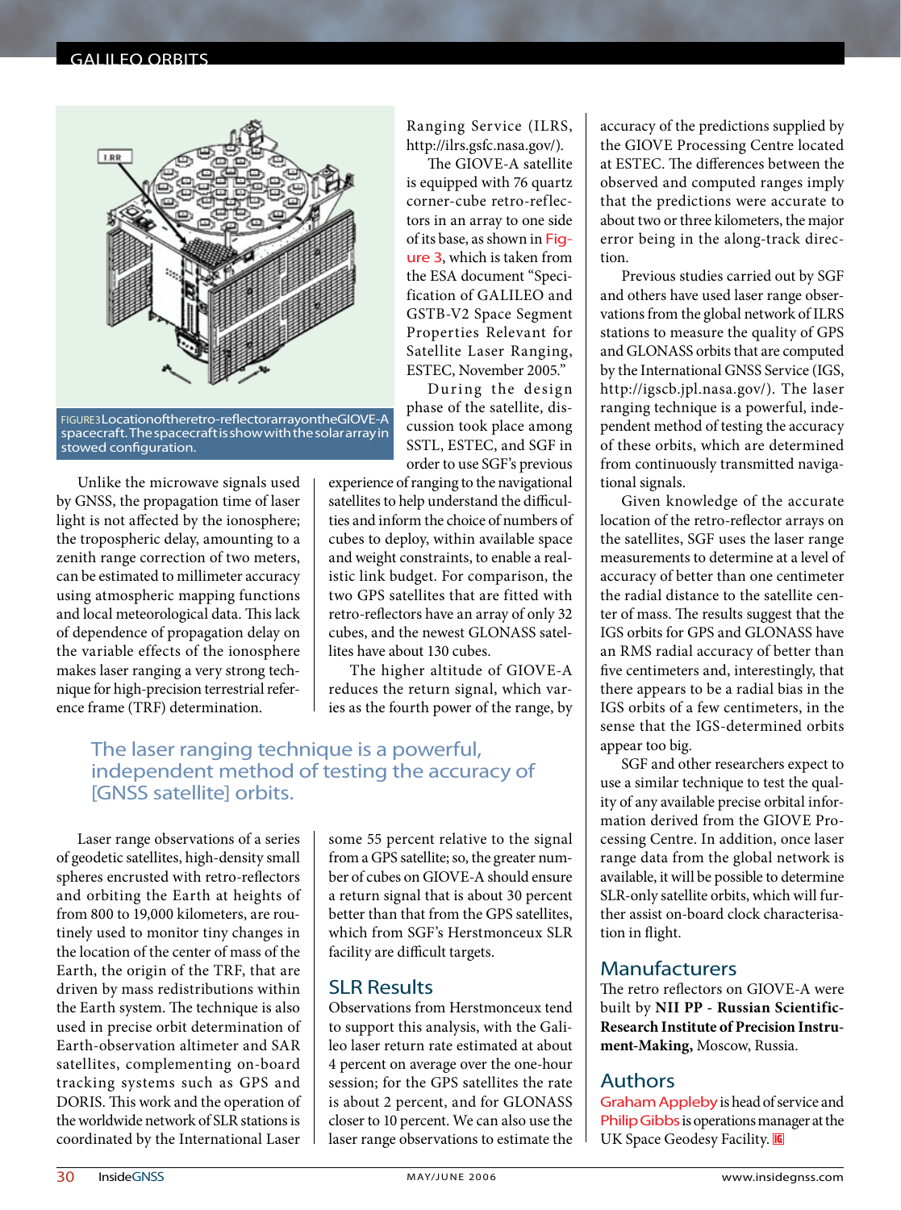FIGURE 3 Location of the retro-reflector array on the GIOVE-A spacecraft. The spacecraft is show with the solar array in stowed configuration.

Unlike the microwave signals used by GNSS, the propagation time of laser light is not affected by the ionosphere; the tropospheric delay, amounting to a zenith range correction of two meters, can be estimated to millimeter accuracy using atmospheric mapping functions and local meteorological data. This lack of dependence of propagation delay on the variable effects of the ionosphere makes laser ranging a very strong technique for high-precision terrestrial reference frame (TRF) determination.

Laser range observations of a series of geodetic satellites, high-density small spheres encrusted with retro-reflectors and orbiting the Earth at heights of from 800 to 19,000 kilometers, are routinely used to monitor tiny changes in the location of the center of mass of the Earth, the origin of the TRF, that are driven by mass redistributions within the Earth system. The technique is also used in precise orbit determination of Earth-observation altimeter and SAR satellites, complementing on-board tracking systems such as GPS and DORIS. This work and the operation of the worldwide network of SLR stations is coordinated by the International Laser Ranging Service (ILRS, http://ilrs.gsfc.nasa.gov/).

The GIOVE-A satellite is equipped with 76 quartz corner-cube retro-reflectors in an array to one side of its base, as shown in Figure 3, which is taken from the ESA document "Specification of GALILEO and GSTB-V2 Space Segment Properties Relevant for Satellite Laser Ranging, ESTEC, November 2005."

During the design phase of the satellite, discussion took place among SSTL, ESTEC, and SGF in order to use SGF's previous experience of ranging to the navigational satellites to help understand the difficulties and inform the choice of numbers of cubes to deploy, within available space and weight constraints, to enable a realistic link budget. For comparison, the two GPS satellites that are fitted with retro-reflectors have an array of only 32 cubes, and the newest GLONASS satellites have about 130 cubes.

The higher altitude of GIOVE-A reduces the return signal, which varies as the fourth power of the range, by some 55 percent relative to the signal from a GPS satellite; so, the greater number of cubes on GIOVE-A should ensure a return signal that is about 30 percent better than that from the GPS satellites, which from SGF's Herstmonceux SLR facility are difficult targets.

> The laser ranging technique is a powerful, independent method of testing the accuracy of [GNSS satellite] orbits.

## SLR Results

Observations from Herstmonceux tend to support this analysis, with the Galileo laser return rate estimated at about 4 percent on average over the one-hour session; for the GPS satellites the rate is about 2 percent, and for GLONASS closer to 10 percent. We can also use the laser range observations to estimate the accuracy of the predictions supplied by the GIOVE Processing Centre located at ESTEC. The differences between the observed and computed ranges imply that the predictions were accurate to about two or three kilometers, the major error being in the along-track direction.

Previous studies carried out by SGF and others have used laser range observations from the global network of ILRS stations to measure the quality of GPS and GLONASS orbits that are computed by the International GNSS Service (IGS, http://igscb.jpl.nasa.gov/). The laser ranging technique is a powerful, independent method of testing the accuracy of these orbits, which are determined from continuously transmitted navigational signals.

Given knowledge of the accurate location of the retro-reflector arrays on the satellites, SGF uses the laser range measurements to determine at a level of accuracy of better than one centimeter the radial distance to the satellite center of mass. The results suggest that the IGS orbits for GPS and GLONASS have an RMS radial accuracy of better than five centimeters and, interestingly, that there appears to be a radial bias in the IGS orbits of a few centimeters, in the sense that the IGS-determined orbits appear too big.

SGF and other researchers expect to use a similar technique to test the quality of any available precise orbital information derived from the GIOVE Processing Centre. In addition, once laser range data from the global network is available, it will be possible to determine SLR-only satellite orbits, which will further assist on-board clock characterisation in flight.

## Manufacturers

The retro reflectors on GIOVE-A were built by **NII PP - Russian Scientific-Research Institute of Precision Instrument-Making,** Moscow, Russia.

## Authors

Graham Appleby is head of service and Philip Gibbs is operations manager at the UK Space Geodesy Facility.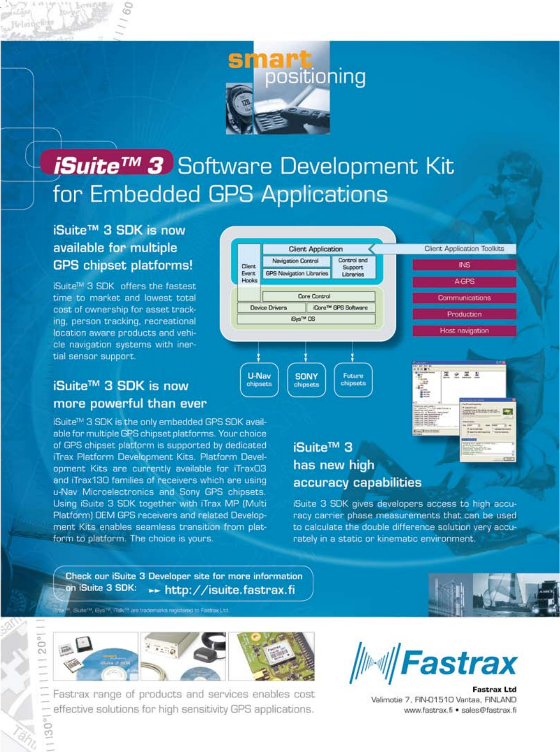smart positioning

# iSuite™ 3 Software Development Kit for Embedded GPS Applications

## iSuite™ 3 SDK is now available for multiple GPS chipset platforms!

iSuite™ 3 SDK offers the fastest time to market and lowest total cost of ownership for asset tracking, person tracking, recreational location aware products and vehicle navigation systems with inertial sensor support.

Client Application

Client Event Hooks

Navigation Control

GPS Navigation Libraries

Control and Support Libraries

Core Control

Device Drivers

iCore™ GPS Software

iSys™ OS

Client Application Toolkits

INS

A-GPS

Communications

Production

Host navigation

U-Nav chipsets

SONY chipsets

Future chipsets

## iSuite™ 3 SDK is now more powerful than ever

iSuite™ 3 SDK is the only embedded GPS SDK available for multiple GPS chipset platforms. Your choice of GPS chipset platform is supported by dedicated iTrax Platform Development Kits. Platform Development Kits are currently available for iTrax03 and iTrax130 families of receivers which are using u-Nav Microelectronics and Sony GPS chipsets. Using iSuite 3 SDK together with iTrax MP (Multi Platform) OEM GPS receivers and related Development Kits enables seamless transition from platform to platform. The choice is yours.

## iSuite™ 3 has new high accuracy capabilities

iSuite 3 SDK gives developers access to high accuracy carrier phase measurements that can be used to calculate the double difference solution very accurately in a static or kinematic environment.

Check our iSuite 3 Developer site for more information on iSuite 3 SDK: ►► http://isuite.fastrax.fi

iTrax™, iSuite™, iSys™, iTalk™ are trademarks registered to Fastrax Ltd.

Fastrax range of products and services enables cost effective solutions for high sensitivity GPS applications.

**Fastrax**

**Fastrax Ltd**
Valimotie 7, FIN-01510 Vantaa, FINLAND
www.fastrax.fi • sales@fastrax.fi